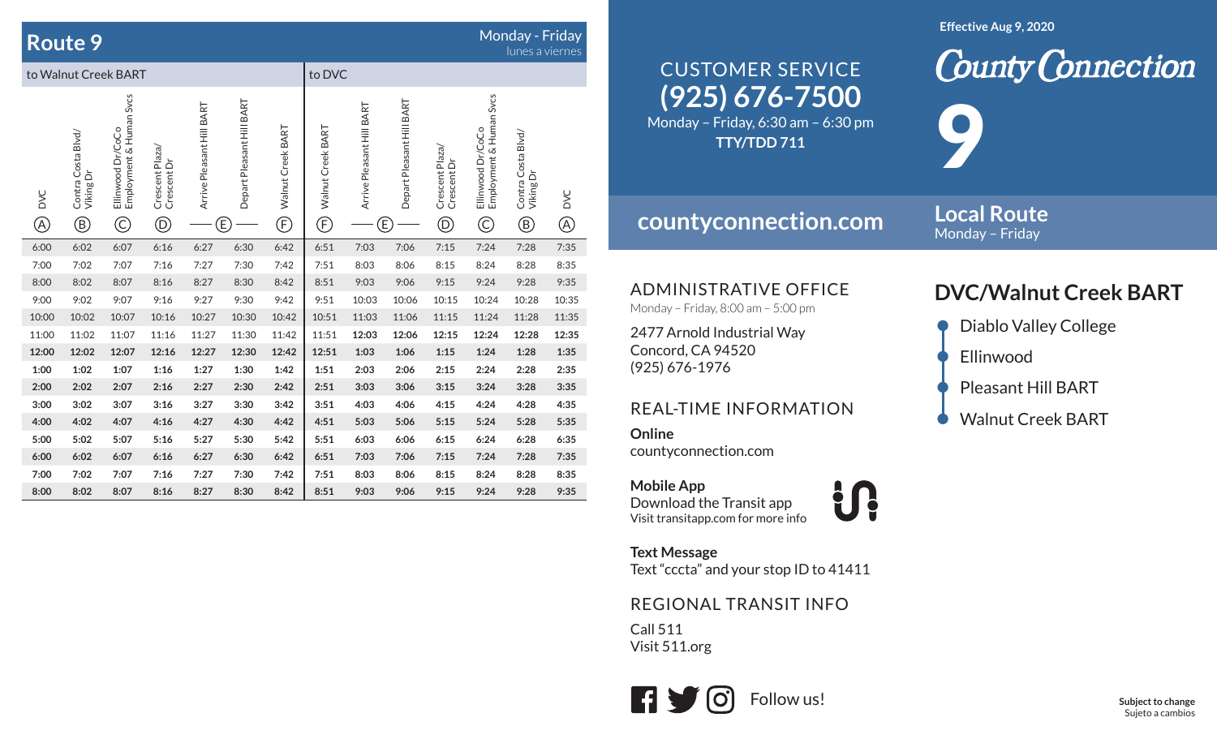# Route 9

Monday - Friday
lunes a viernes

| to Walnut Creek BART | | | | | | | to DVC | | | | | | |
|---|---|---|---|---|---|---|---|---|---|---|---|---|---|
| DVC (A) | Contra Costa Blvd/ Viking Dr (B) | Ellinwood Dr/CoCo Employment & Human Svcs (C) | Crescent Plaza/ Crescent Dr (D) | Arrive Pleasant Hill BART (E) | Depart Pleasant Hill BART (E) | Walnut Creek BART (F) | Walnut Creek BART (F) | Arrive Pleasant Hill BART (E) | Depart Pleasant Hill BART (E) | Crescent Plaza/ Crescent Dr (D) | Ellinwood Dr/CoCo Employment & Human Svcs (C) | Contra Costa Blvd/ Viking Dr (B) | DVC (A) |
| 6:00 | 6:02 | 6:07 | 6:16 | 6:27 | 6:30 | 6:42 | 6:51 | 7:03 | 7:06 | 7:15 | 7:24 | 7:28 | 7:35 |
| 7:00 | 7:02 | 7:07 | 7:16 | 7:27 | 7:30 | 7:42 | 7:51 | 8:03 | 8:06 | 8:15 | 8:24 | 8:28 | 8:35 |
| 8:00 | 8:02 | 8:07 | 8:16 | 8:27 | 8:30 | 8:42 | 8:51 | 9:03 | 9:06 | 9:15 | 9:24 | 9:28 | 9:35 |
| 9:00 | 9:02 | 9:07 | 9:16 | 9:27 | 9:30 | 9:42 | 9:51 | 10:03 | 10:06 | 10:15 | 10:24 | 10:28 | 10:35 |
| 10:00 | 10:02 | 10:07 | 10:16 | 10:27 | 10:30 | 10:42 | 10:51 | 11:03 | 11:06 | 11:15 | 11:24 | 11:28 | 11:35 |
| 11:00 | 11:02 | 11:07 | 11:16 | 11:27 | 11:30 | 11:42 | 11:51 | **12:03** | **12:06** | **12:15** | **12:24** | **12:28** | **12:35** |
| **12:00** | **12:02** | **12:07** | **12:16** | **12:27** | **12:30** | **12:42** | **12:51** | **1:03** | **1:06** | **1:15** | **1:24** | **1:28** | **1:35** |
| **1:00** | **1:02** | **1:07** | **1:16** | **1:27** | **1:30** | **1:42** | **1:51** | **2:03** | **2:06** | **2:15** | **2:24** | **2:28** | **2:35** |
| **2:00** | **2:02** | **2:07** | **2:16** | **2:27** | **2:30** | **2:42** | **2:51** | **3:03** | **3:06** | **3:15** | **3:24** | **3:28** | **3:35** |
| **3:00** | **3:02** | **3:07** | **3:16** | **3:27** | **3:30** | **3:42** | **3:51** | **4:03** | **4:06** | **4:15** | **4:24** | **4:28** | **4:35** |
| **4:00** | **4:02** | **4:07** | **4:16** | **4:27** | **4:30** | **4:42** | **4:51** | **5:03** | **5:06** | **5:15** | **5:24** | **5:28** | **5:35** |
| **5:00** | **5:02** | **5:07** | **5:16** | **5:27** | **5:30** | **5:42** | **5:51** | **6:03** | **6:06** | **6:15** | **6:24** | **6:28** | **6:35** |
| **6:00** | **6:02** | **6:07** | **6:16** | **6:27** | **6:30** | **6:42** | **6:51** | **7:03** | **7:06** | **7:15** | **7:24** | **7:28** | **7:35** |
| **7:00** | **7:02** | **7:07** | **7:16** | **7:27** | **7:30** | **7:42** | **7:51** | **8:03** | **8:06** | **8:15** | **8:24** | **8:28** | **8:35** |
| **8:00** | **8:02** | **8:07** | **8:16** | **8:27** | **8:30** | **8:42** | **8:51** | **9:03** | **9:06** | **9:15** | **9:24** | **9:28** | **9:35** |

## CUSTOMER SERVICE

**(925) 676-7500**

Monday – Friday, 6:30 am – 6:30 pm

**TTY/TDD 711**

**countyconnection.com**

## ADMINISTRATIVE OFFICE

Monday – Friday, 8:00 am – 5:00 pm

2477 Arnold Industrial Way
Concord, CA 94520
(925) 676-1976

## REAL-TIME INFORMATION

**Online**
countyconnection.com

**Mobile App**
Download the Transit app
Visit transitapp.com for more info

**Text Message**
Text "cccta" and your stop ID to 41411

## REGIONAL TRANSIT INFO

Call 511
Visit 511.org

Follow us!

**Effective Aug 9, 2020**

# County Connection

# 9

## Local Route

Monday – Friday

## DVC/Walnut Creek BART

- Diablo Valley College
- Ellinwood
- Pleasant Hill BART
- Walnut Creek BART

**Subject to change**
Sujeto a cambios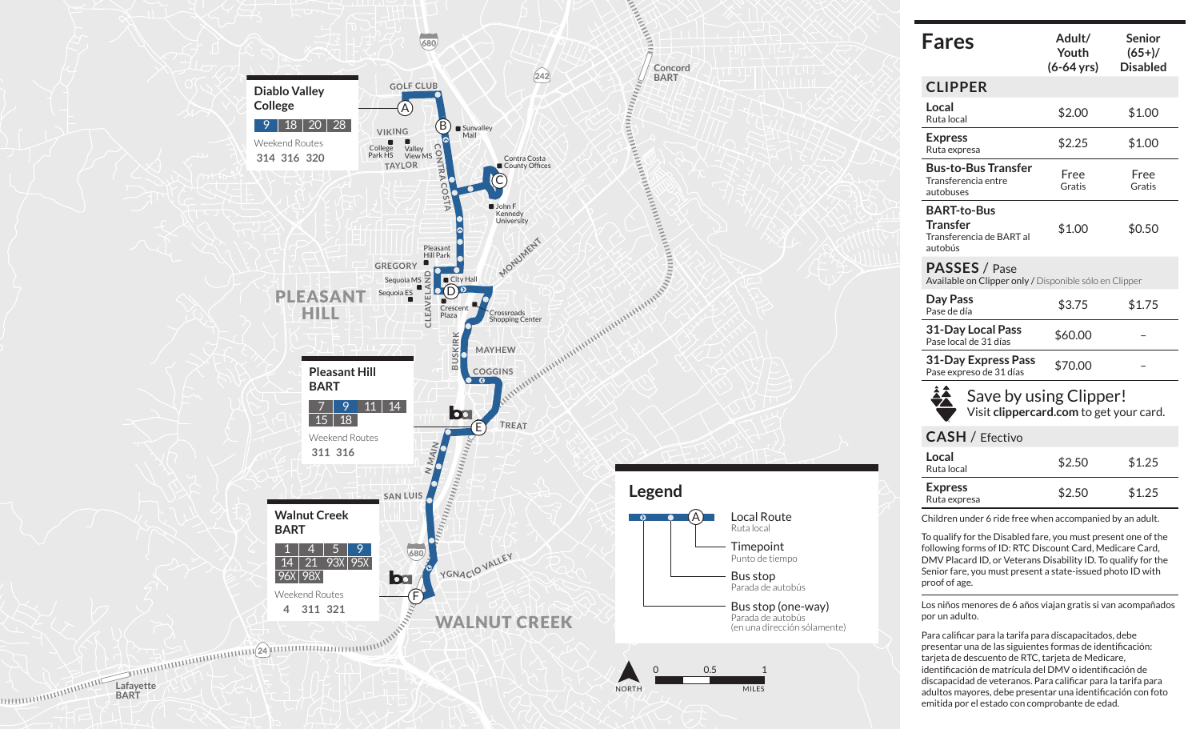## Diablo Valley College

9 | 18 | 20 | 28

Weekend Routes

314 316 320

## Pleasant Hill BART

7 | 9 | 11 | 14 | 15 | 18

Weekend Routes

311 316

## Walnut Creek BART

1 | 4 | 5 | 9 | 14 | 21 | 93X | 95X | 96X | 98X

Weekend Routes

4 311 321

## Legend

- Local Route / Ruta local
- Timepoint / Punto de tiempo
- Bus stop / Parada de autobús
- Bus stop (one-way) / Parada de autobús (en una dirección sólamente)

0 0.5 1 MILES

NORTH

## Fares

| Fares | Adult/ Youth (6-64 yrs) | Senior (65+)/ Disabled |
|---|---|---|
| **CLIPPER** | | |
| **Local** Ruta local | $2.00 | $1.00 |
| **Express** Ruta expresa | $2.25 | $1.00 |
| **Bus-to-Bus Transfer** Transferencia entre autobuses | Free Gratis | Free Gratis |
| **BART-to-Bus Transfer** Transferencia de BART al autobús | $1.00 | $0.50 |
| **PASSES** / Pase — Available on Clipper only / Disponible sólo en Clipper | | |
| **Day Pass** Pase de día | $3.75 | $1.75 |
| **31-Day Local Pass** Pase local de 31 días | $60.00 | – |
| **31-Day Express Pass** Pase expreso de 31 días | $70.00 | – |

**Save by using Clipper!**
Visit **clippercard.com** to get your card.

| | | |
|---|---|---|
| **CASH** / Efectivo | | |
| **Local** Ruta local | $2.50 | $1.25 |
| **Express** Ruta expresa | $2.50 | $1.25 |

Children under 6 ride free when accompanied by an adult.

To qualify for the Disabled fare, you must present one of the following forms of ID: RTC Discount Card, Medicare Card, DMV Placard ID, or Veterans Disability ID. To qualify for the Senior fare, you must present a state-issued photo ID with proof of age.

Los niños menores de 6 años viajan gratis si van acompañados por un adulto.

Para calificar para la tarifa para discapacitados, debe presentar una de las siguientes formas de identificación: tarjeta de descuento de RTC, tarjeta de Medicare, identificación de matrícula del DMV o identificación de discapacidad de veteranos. Para calificar para la tarifa para adultos mayores, debe presentar una identificación con foto emitida por el estado con comprobante de edad.